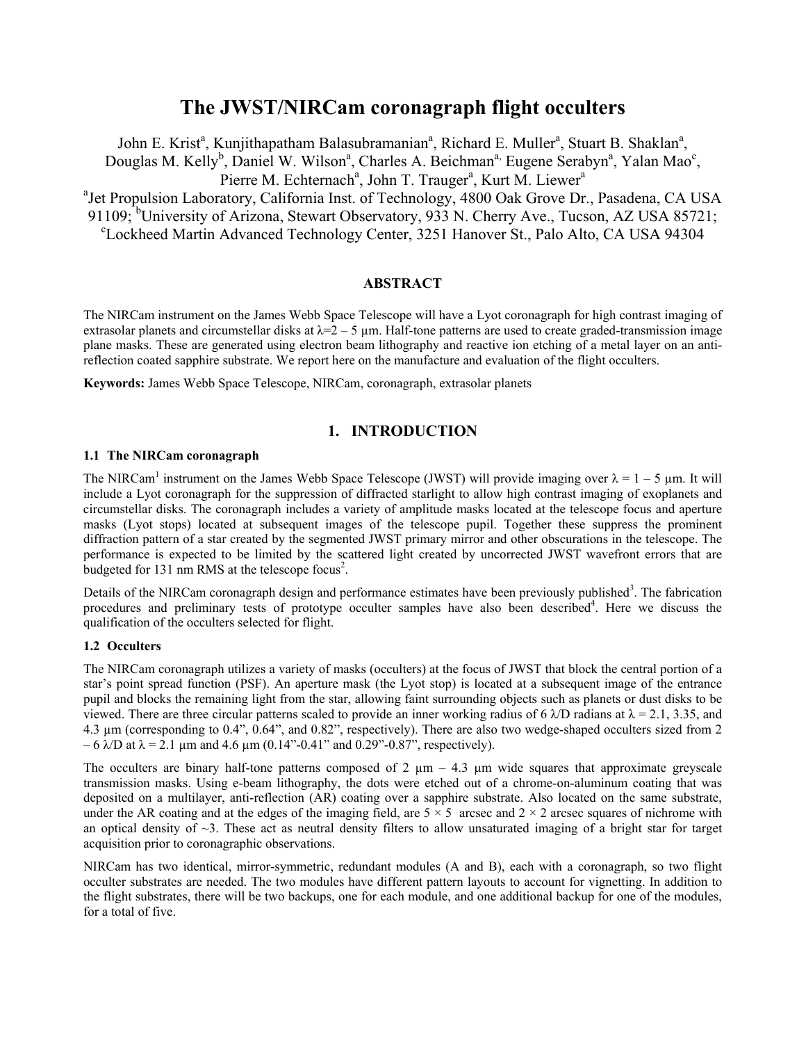# The JWST/NIRCam coronagraph flight occulters

John E. Krist[a], Kunjithapatham Balasubramanian[a], Richard E. Muller[a], Stuart B. Shaklan[a], Douglas M. Kelly[b], Daniel W. Wilson[a], Charles A. Beichman[a], Eugene Serabyn[a], Yalan Mao[c], Pierre M. Echternach[a], John T. Trauger[a], Kurt M. Liewer[a]

[a]Jet Propulsion Laboratory, California Inst. of Technology, 4800 Oak Grove Dr., Pasadena, CA USA 91109; [b]University of Arizona, Stewart Observatory, 933 N. Cherry Ave., Tucson, AZ USA 85721; [c]Lockheed Martin Advanced Technology Center, 3251 Hanover St., Palo Alto, CA USA 94304

## ABSTRACT

The NIRCam instrument on the James Webb Space Telescope will have a Lyot coronagraph for high contrast imaging of extrasolar planets and circumstellar disks at $\lambda$=2 – 5 µm. Half-tone patterns are used to create graded-transmission image plane masks. These are generated using electron beam lithography and reactive ion etching of a metal layer on an anti-reflection coated sapphire substrate. We report here on the manufacture and evaluation of the flight occulters.

**Keywords:** James Webb Space Telescope, NIRCam, coronagraph, extrasolar planets

## 1. INTRODUCTION

### 1.1 The NIRCam coronagraph

The NIRCam[1] instrument on the James Webb Space Telescope (JWST) will provide imaging over $\lambda$ = 1 – 5 µm. It will include a Lyot coronagraph for the suppression of diffracted starlight to allow high contrast imaging of exoplanets and circumstellar disks. The coronagraph includes a variety of amplitude masks located at the telescope focus and aperture masks (Lyot stops) located at subsequent images of the telescope pupil. Together these suppress the prominent diffraction pattern of a star created by the segmented JWST primary mirror and other obscurations in the telescope. The performance is expected to be limited by the scattered light created by uncorrected JWST wavefront errors that are budgeted for 131 nm RMS at the telescope focus[2].

Details of the NIRCam coronagraph design and performance estimates have been previously published[3]. The fabrication procedures and preliminary tests of prototype occulter samples have also been described[4]. Here we discuss the qualification of the occulters selected for flight.

### 1.2 Occulters

The NIRCam coronagraph utilizes a variety of masks (occulters) at the focus of JWST that block the central portion of a star's point spread function (PSF). An aperture mask (the Lyot stop) is located at a subsequent image of the entrance pupil and blocks the remaining light from the star, allowing faint surrounding objects such as planets or dust disks to be viewed. There are three circular patterns scaled to provide an inner working radius of 6 $\lambda/D$ radians at $\lambda$ = 2.1, 3.35, and 4.3 µm (corresponding to 0.4", 0.64", and 0.82", respectively). There are also two wedge-shaped occulters sized from 2 – 6 $\lambda/D$ at $\lambda$ = 2.1 µm and 4.6 µm (0.14"-0.41" and 0.29"-0.87", respectively).

The occulters are binary half-tone patterns composed of 2 µm – 4.3 µm wide squares that approximate greyscale transmission masks. Using e-beam lithography, the dots were etched out of a chrome-on-aluminum coating that was deposited on a multilayer, anti-reflection (AR) coating over a sapphire substrate. Also located on the same substrate, under the AR coating and at the edges of the imaging field, are 5 × 5 arcsec and 2 × 2 arcsec squares of nichrome with an optical density of ~3. These act as neutral density filters to allow unsaturated imaging of a bright star for target acquisition prior to coronagraphic observations.

NIRCam has two identical, mirror-symmetric, redundant modules (A and B), each with a coronagraph, so two flight occulter substrates are needed. The two modules have different pattern layouts to account for vignetting. In addition to the flight substrates, there will be two backups, one for each module, and one additional backup for one of the modules, for a total of five.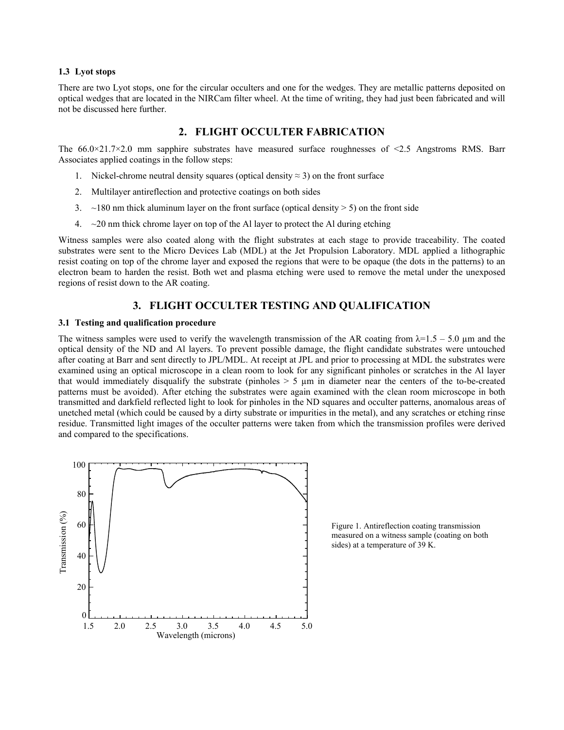### 1.3 Lyot stops

There are two Lyot stops, one for the circular occulters and one for the wedges. They are metallic patterns deposited on optical wedges that are located in the NIRCam filter wheel. At the time of writing, they had just been fabricated and will not be discussed here further.

## 2. FLIGHT OCCULTER FABRICATION

The 66.0×21.7×2.0 mm sapphire substrates have measured surface roughnesses of <2.5 Angstroms RMS. Barr Associates applied coatings in the follow steps:

1. Nickel-chrome neutral density squares (optical density ≈ 3) on the front surface
2. Multilayer antireflection and protective coatings on both sides
3. ~180 nm thick aluminum layer on the front surface (optical density > 5) on the front side
4. ~20 nm thick chrome layer on top of the Al layer to protect the Al during etching

Witness samples were also coated along with the flight substrates at each stage to provide traceability. The coated substrates were sent to the Micro Devices Lab (MDL) at the Jet Propulsion Laboratory. MDL applied a lithographic resist coating on top of the chrome layer and exposed the regions that were to be opaque (the dots in the patterns) to an electron beam to harden the resist. Both wet and plasma etching were used to remove the metal under the unexposed regions of resist down to the AR coating.

## 3. FLIGHT OCCULTER TESTING AND QUALIFICATION

### 3.1 Testing and qualification procedure

The witness samples were used to verify the wavelength transmission of the AR coating from $\lambda$=1.5 – 5.0 µm and the optical density of the ND and Al layers. To prevent possible damage, the flight candidate substrates were untouched after coating at Barr and sent directly to JPL/MDL. At receipt at JPL and prior to processing at MDL the substrates were examined using an optical microscope in a clean room to look for any significant pinholes or scratches in the Al layer that would immediately disqualify the substrate (pinholes > 5 µm in diameter near the centers of the to-be-created patterns must be avoided). After etching the substrates were again examined with the clean room microscope in both transmitted and darkfield reflected light to look for pinholes in the ND squares and occulter patterns, anomalous areas of unetched metal (which could be caused by a dirty substrate or impurities in the metal), and any scratches or etching rinse residue. Transmitted light images of the occulter patterns were taken from which the transmission profiles were derived and compared to the specifications.

Figure 1. Antireflection coating transmission measured on a witness sample (coating on both sides) at a temperature of 39 K.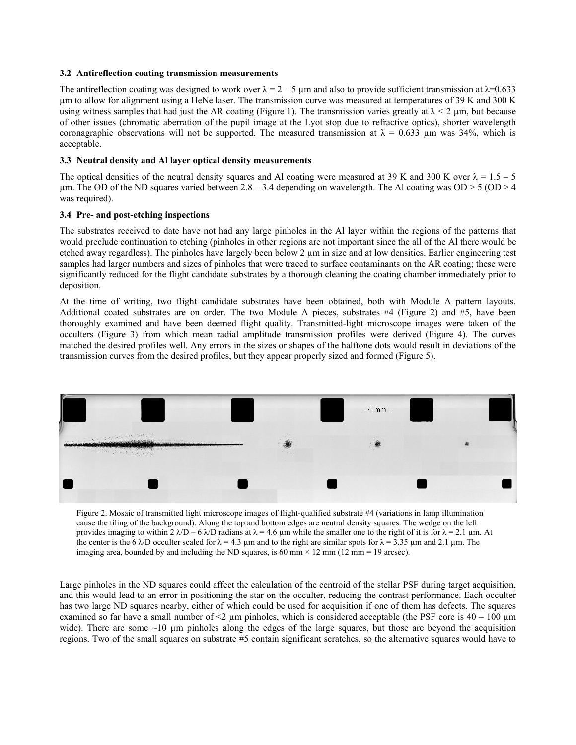### 3.2 Antireflection coating transmission measurements

The antireflection coating was designed to work over $\lambda = 2 - 5$ μm and also to provide sufficient transmission at $\lambda$=0.633 μm to allow for alignment using a HeNe laser. The transmission curve was measured at temperatures of 39 K and 300 K using witness samples that had just the AR coating (Figure 1). The transmission varies greatly at $\lambda < 2$ μm, but because of other issues (chromatic aberration of the pupil image at the Lyot stop due to refractive optics), shorter wavelength coronagraphic observations will not be supported. The measured transmission at $\lambda = 0.633$ μm was 34%, which is acceptable.

### 3.3 Neutral density and Al layer optical density measurements

The optical densities of the neutral density squares and Al coating were measured at 39 K and 300 K over $\lambda = 1.5 - 5$ μm. The OD of the ND squares varied between 2.8 – 3.4 depending on wavelength. The Al coating was OD > 5 (OD > 4 was required).

### 3.4 Pre- and post-etching inspections

The substrates received to date have not had any large pinholes in the Al layer within the regions of the patterns that would preclude continuation to etching (pinholes in other regions are not important since the all of the Al there would be etched away regardless). The pinholes have largely been below 2 μm in size and at low densities. Earlier engineering test samples had larger numbers and sizes of pinholes that were traced to surface contaminants on the AR coating; these were significantly reduced for the flight candidate substrates by a thorough cleaning the coating chamber immediately prior to deposition.

At the time of writing, two flight candidate substrates have been obtained, both with Module A pattern layouts. Additional coated substrates are on order. The two Module A pieces, substrates #4 (Figure 2) and #5, have been thoroughly examined and have been deemed flight quality. Transmitted-light microscope images were taken of the occulters (Figure 3) from which mean radial amplitude transmission profiles were derived (Figure 4). The curves matched the desired profiles well. Any errors in the sizes or shapes of the halftone dots would result in deviations of the transmission curves from the desired profiles, but they appear properly sized and formed (Figure 5).

Figure 2. Mosaic of transmitted light microscope images of flight-qualified substrate #4 (variations in lamp illumination cause the tiling of the background). Along the top and bottom edges are neutral density squares. The wedge on the left provides imaging to within 2 $\lambda$/D – 6 $\lambda$/D radians at $\lambda$ = 4.6 μm while the smaller one to the right of it is for $\lambda$ = 2.1 μm. At the center is the 6 $\lambda$/D occulter scaled for $\lambda$ = 4.3 μm and to the right are similar spots for $\lambda$ = 3.35 μm and 2.1 μm. The imaging area, bounded by and including the ND squares, is 60 mm × 12 mm (12 mm = 19 arcsec).

Large pinholes in the ND squares could affect the calculation of the centroid of the stellar PSF during target acquisition, and this would lead to an error in positioning the star on the occulter, reducing the contrast performance. Each occulter has two large ND squares nearby, either of which could be used for acquisition if one of them has defects. The squares examined so far have a small number of <2 μm pinholes, which is considered acceptable (the PSF core is 40 – 100 μm wide). There are some ~10 μm pinholes along the edges of the large squares, but those are beyond the acquisition regions. Two of the small squares on substrate #5 contain significant scratches, so the alternative squares would have to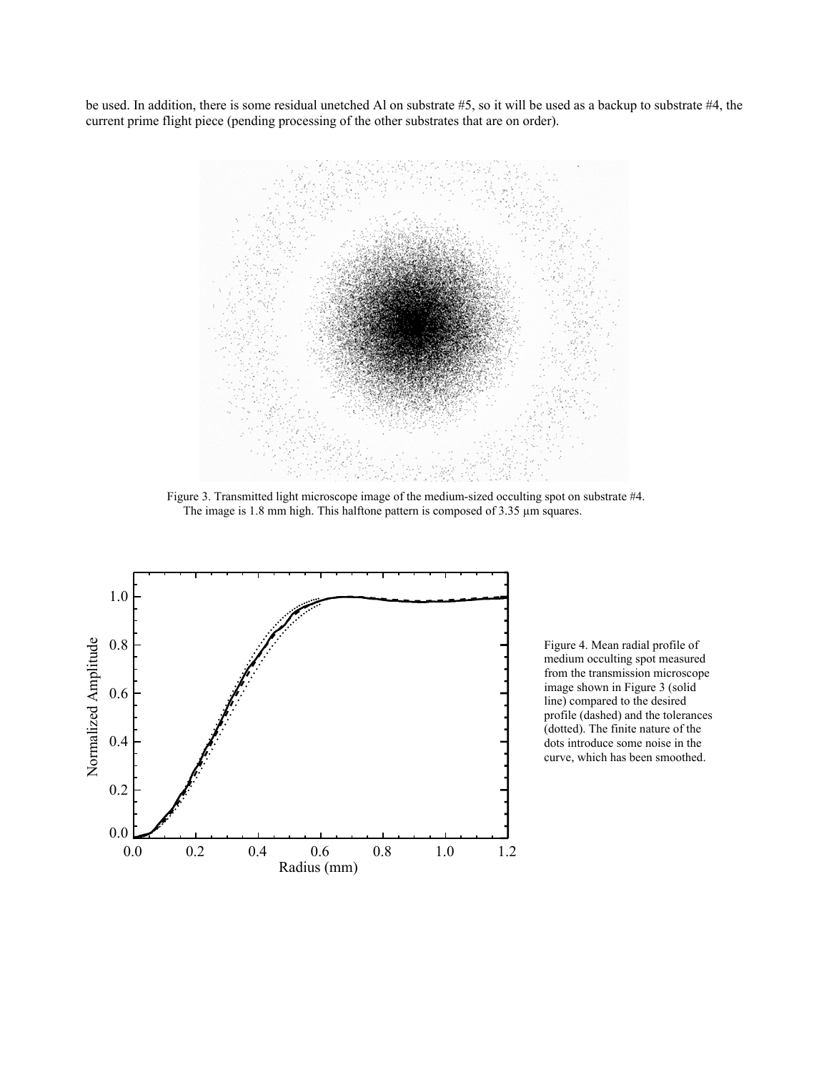be used. In addition, there is some residual unetched Al on substrate #5, so it will be used as a backup to substrate #4, the current prime flight piece (pending processing of the other substrates that are on order).

Figure 3. Transmitted light microscope image of the medium-sized occulting spot on substrate #4. The image is 1.8 mm high. This halftone pattern is composed of 3.35 µm squares.

Figure 4. Mean radial profile of medium occulting spot measured from the transmission microscope image shown in Figure 3 (solid line) compared to the desired profile (dashed) and the tolerances (dotted). The finite nature of the dots introduce some noise in the curve, which has been smoothed.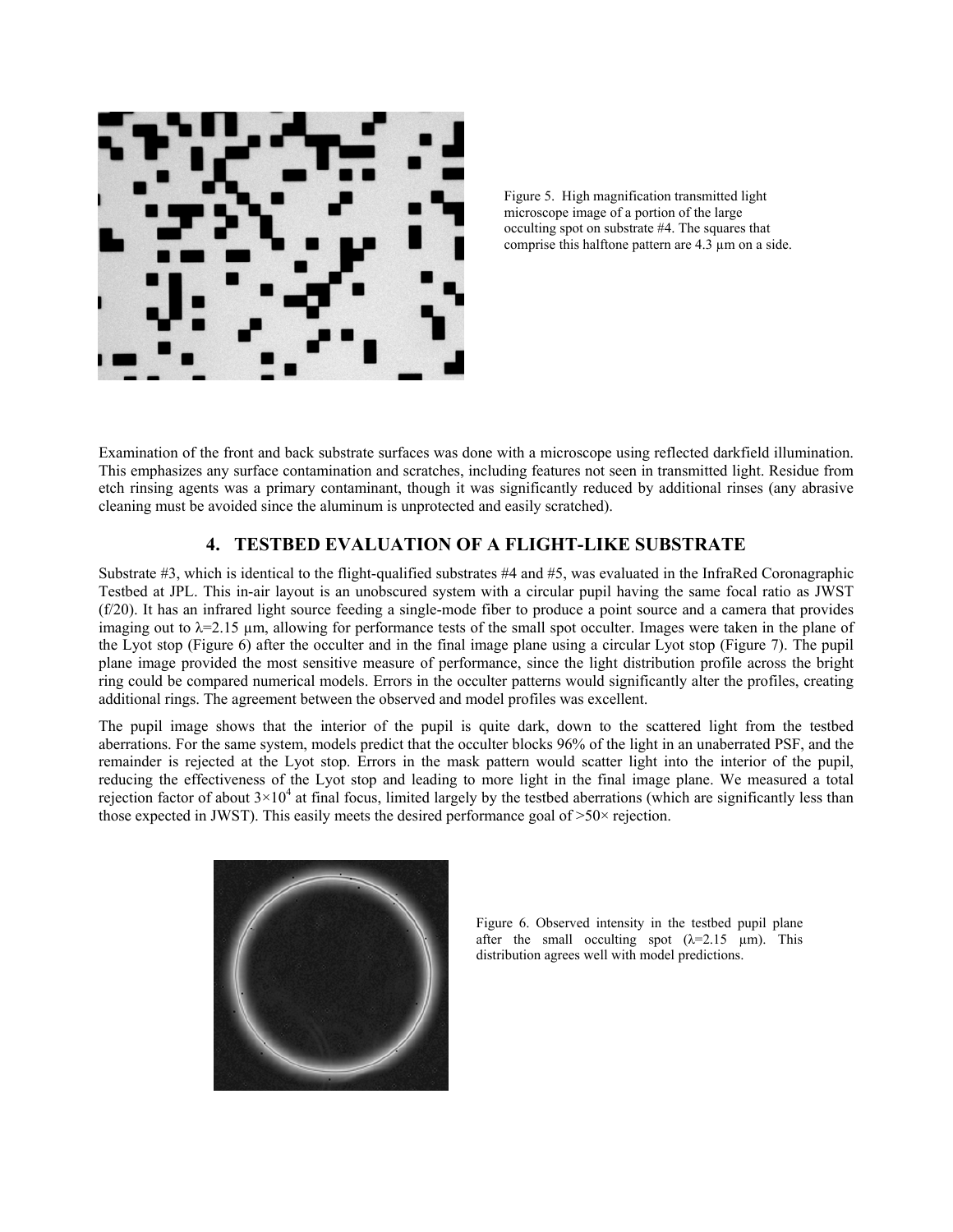Figure 5. High magnification transmitted light microscope image of a portion of the large occulting spot on substrate #4. The squares that comprise this halftone pattern are 4.3 µm on a side.

Examination of the front and back substrate surfaces was done with a microscope using reflected darkfield illumination. This emphasizes any surface contamination and scratches, including features not seen in transmitted light. Residue from etch rinsing agents was a primary contaminant, though it was significantly reduced by additional rinses (any abrasive cleaning must be avoided since the aluminum is unprotected and easily scratched).

## 4. TESTBED EVALUATION OF A FLIGHT-LIKE SUBSTRATE

Substrate #3, which is identical to the flight-qualified substrates #4 and #5, was evaluated in the InfraRed Coronagraphic Testbed at JPL. This in-air layout is an unobscured system with a circular pupil having the same focal ratio as JWST (f/20). It has an infrared light source feeding a single-mode fiber to produce a point source and a camera that provides imaging out to λ=2.15 µm, allowing for performance tests of the small spot occulter. Images were taken in the plane of the Lyot stop (Figure 6) after the occulter and in the final image plane using a circular Lyot stop (Figure 7). The pupil plane image provided the most sensitive measure of performance, since the light distribution profile across the bright ring could be compared numerical models. Errors in the occulter patterns would significantly alter the profiles, creating additional rings. The agreement between the observed and model profiles was excellent.

The pupil image shows that the interior of the pupil is quite dark, down to the scattered light from the testbed aberrations. For the same system, models predict that the occulter blocks 96% of the light in an unaberrated PSF, and the remainder is rejected at the Lyot stop. Errors in the mask pattern would scatter light into the interior of the pupil, reducing the effectiveness of the Lyot stop and leading to more light in the final image plane. We measured a total rejection factor of about $3\times10^4$ at final focus, limited largely by the testbed aberrations (which are significantly less than those expected in JWST). This easily meets the desired performance goal of >50× rejection.

Figure 6. Observed intensity in the testbed pupil plane after the small occulting spot (λ=2.15 µm). This distribution agrees well with model predictions.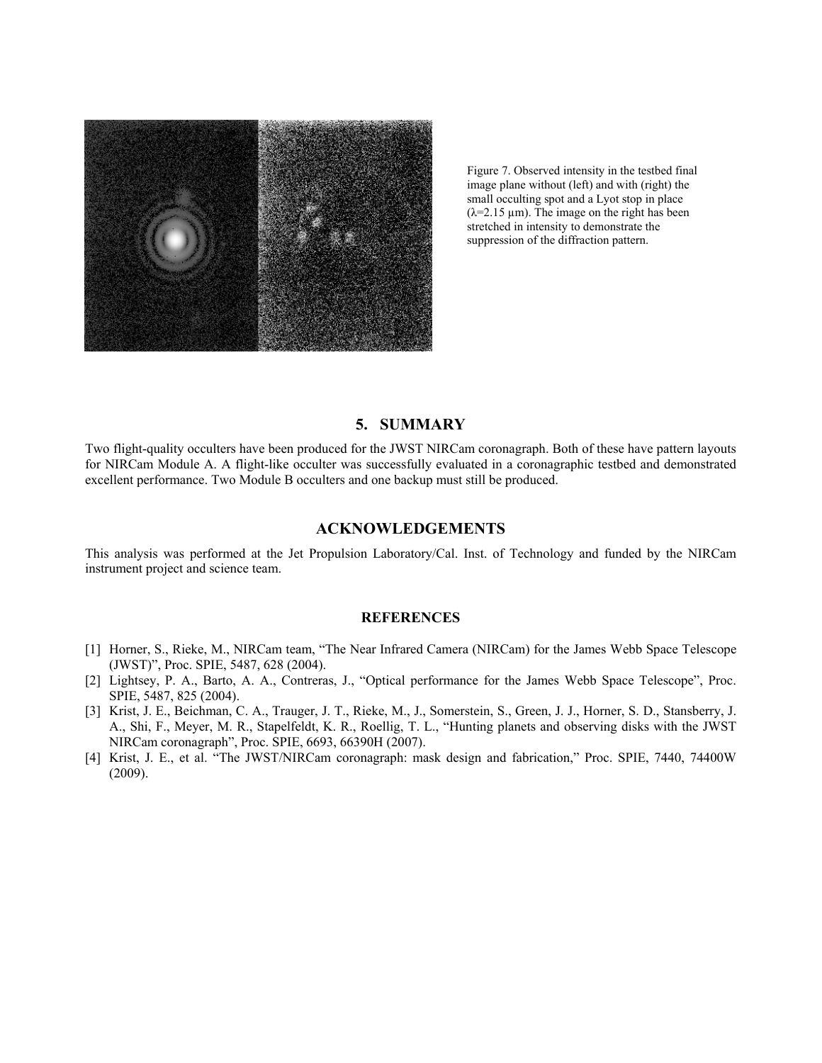Figure 7. Observed intensity in the testbed final image plane without (left) and with (right) the small occulting spot and a Lyot stop in place ($\lambda$=2.15 µm). The image on the right has been stretched in intensity to demonstrate the suppression of the diffraction pattern.

## 5. SUMMARY

Two flight-quality occulters have been produced for the JWST NIRCam coronagraph. Both of these have pattern layouts for NIRCam Module A. A flight-like occulter was successfully evaluated in a coronagraphic testbed and demonstrated excellent performance. Two Module B occulters and one backup must still be produced.

## ACKNOWLEDGEMENTS

This analysis was performed at the Jet Propulsion Laboratory/Cal. Inst. of Technology and funded by the NIRCam instrument project and science team.

## REFERENCES

[1] Horner, S., Rieke, M., NIRCam team, "The Near Infrared Camera (NIRCam) for the James Webb Space Telescope (JWST)", Proc. SPIE, 5487, 628 (2004).

[2] Lightsey, P. A., Barto, A. A., Contreras, J., "Optical performance for the James Webb Space Telescope", Proc. SPIE, 5487, 825 (2004).

[3] Krist, J. E., Beichman, C. A., Trauger, J. T., Rieke, M., J., Somerstein, S., Green, J. J., Horner, S. D., Stansberry, J. A., Shi, F., Meyer, M. R., Stapelfeldt, K. R., Roellig, T. L., "Hunting planets and observing disks with the JWST NIRCam coronagraph", Proc. SPIE, 6693, 66390H (2007).

[4] Krist, J. E., et al. "The JWST/NIRCam coronagraph: mask design and fabrication," Proc. SPIE, 7440, 74400W (2009).